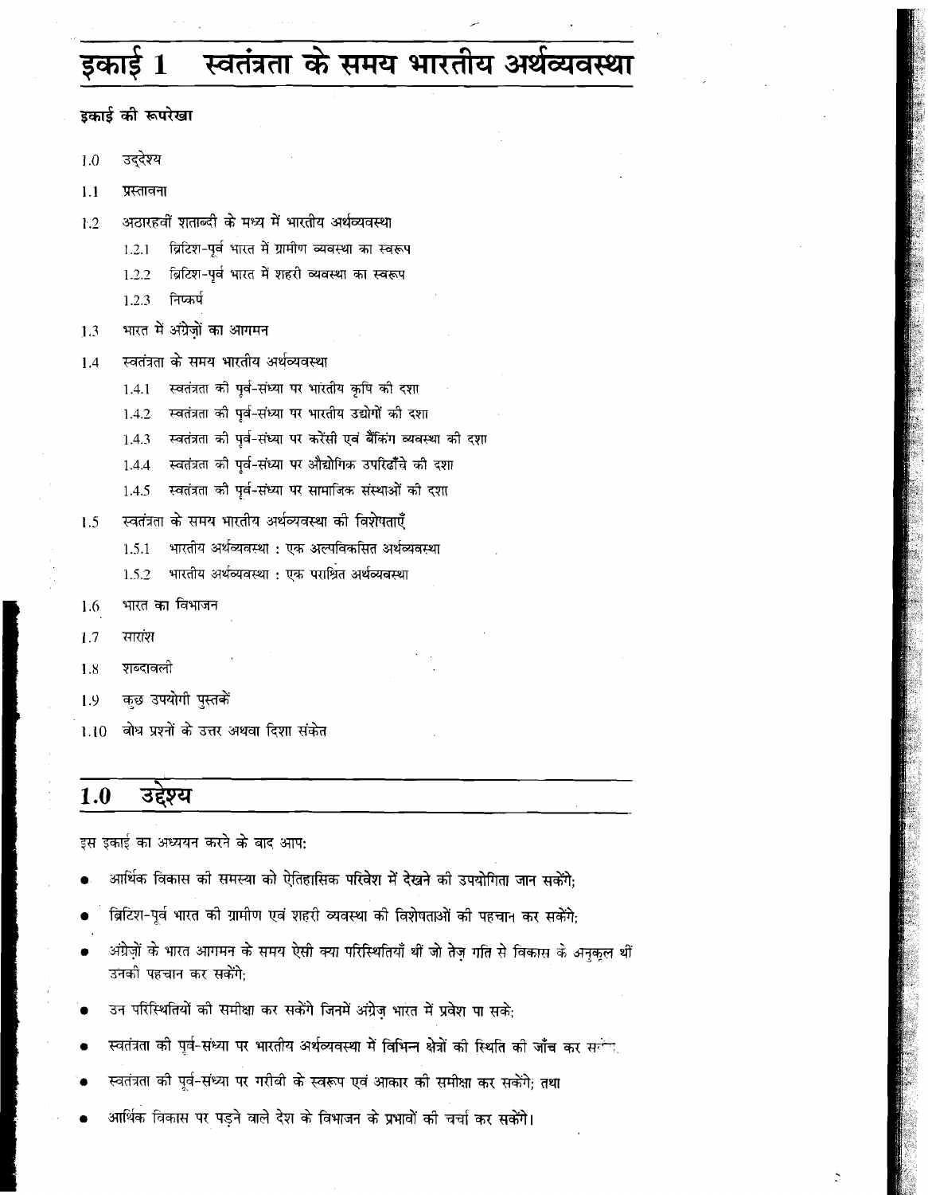# इकाई 1 स्वतंत्रता के समय भारतीय अर्थव्यवस्था

**इकाई की रूपरेखा**

- 1.0 उद्देश्य
- 1.1 प्रस्तावना
- 1.2 अठारहवीं शताब्दी के मध्य में भारतीय अर्थव्यवस्था
  - 1.2.1 ब्रिटिश-पूर्व भारत में ग्रामीण व्यवस्था का स्वरूप
  - 1.2.2 ब्रिटिश-पूर्व भारत में शहरी व्यवस्था का स्वरूप
  - 1.2.3 निष्कर्ष
- 1.3 भारत में अंग्रेज़ों का आगमन
- 1.4 स्वतंत्रता के समय भारतीय अर्थव्यवस्था
  - 1.4.1 स्वतंत्रता की पूर्व-संध्या पर भारतीय कृषि की दशा
  - 1.4.2 स्वतंत्रता की पूर्व-संध्या पर भारतीय उद्योगों की दशा
  - 1.4.3 स्वतंत्रता की पूर्व-संध्या पर करेंसी एवं बैंकिंग व्यवस्था की दशा
  - 1.4.4 स्वतंत्रता की पूर्व-संध्या पर औद्योगिक उपरिढाँचे की दशा
  - 1.4.5 स्वतंत्रता की पूर्व-संध्या पर सामाजिक संस्थाओं की दशा
- 1.5 स्वतंत्रता के समय भारतीय अर्थव्यवस्था की विशेषताएँ
  - 1.5.1 भारतीय अर्थव्यवस्था : एक अल्पविकसित अर्थव्यवस्था
  - 1.5.2 भारतीय अर्थव्यवस्था : एक पराश्रित अर्थव्यवस्था
- 1.6 भारत का विभाजन
- 1.7 सारांश
- 1.8 शब्दावली
- 1.9 कुछ उपयोगी पुस्तकें
- 1.10 बोध प्रश्नों के उत्तर अथवा दिशा संकेत

## 1.0 उद्देश्य

इस इकाई का अध्ययन करने के बाद आप:

- आर्थिक विकास की समस्या को ऐतिहासिक परिवेश में देखने की उपयोगिता जान सकेंगे;
- ब्रिटिश-पूर्व भारत की ग्रामीण एवं शहरी व्यवस्था की विशेषताओं की पहचान कर सकेंगे;
- अंग्रेज़ों के भारत आगमन के समय ऐसी क्या परिस्थितियाँ थीं जो तेज़ गति से विकास के अनुकूल थीं उनकी पहचान कर सकेंगे;
- उन परिस्थितियों की समीक्षा कर सकेंगे जिनमें अंग्रेज़ भारत में प्रवेश पा सके;
- स्वतंत्रता की पूर्व-संध्या पर भारतीय अर्थव्यवस्था में विभिन्न क्षेत्रों की स्थिति की जाँच कर सकेंगे;
- स्वतंत्रता की पूर्व-संध्या पर गरीबी के स्वरूप एवं आकार की समीक्षा कर सकेंगे; तथा
- आर्थिक विकास पर पड़ने वाले देश के विभाजन के प्रभावों की चर्चा कर सकेंगे।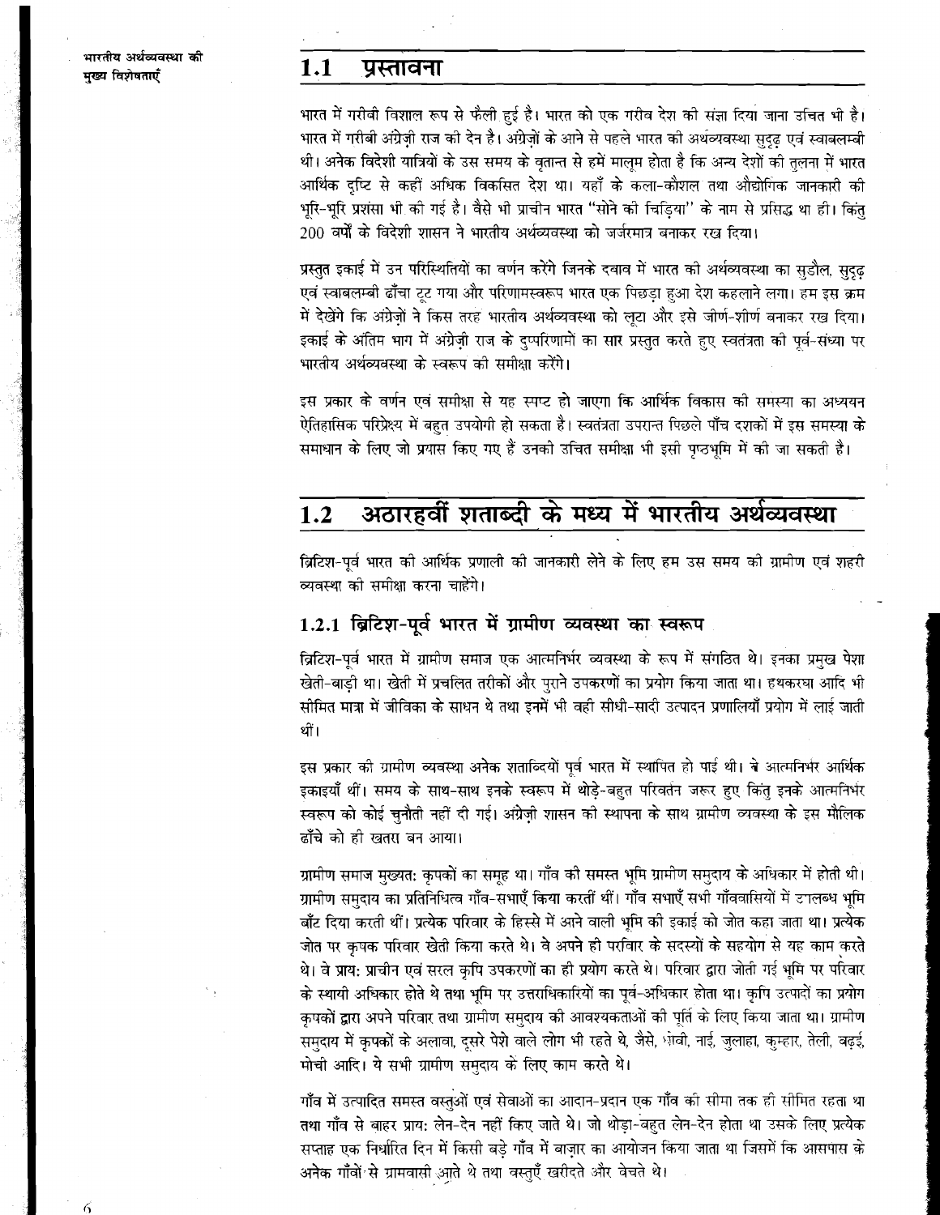## 1.1 प्रस्तावना

भारत में गरीबी विशाल रूप से फैली हुई है। भारत को एक गरीब देश की संज्ञा दिया जाना उचित भी है। भारत में गरीबी अंग्रेज़ी राज की देन है। अंग्रेज़ों के आने से पहले भारत की अर्थव्यवस्था सुदृढ़ एवं स्वाबलम्बी थी। अनेक विदेशी यात्रियों के उस समय के वृतान्त से हमें मालूम होता है कि अन्य देशों की तुलना में भारत आर्थिक दृष्टि से कहीं अधिक विकसित देश था। यहाँ के कला-कौशल तथा औद्योगिक जानकारी की भूरि-भूरि प्रशंसा भी की गई है। वैसे भी प्राचीन भारत "सोने की चिड़िया" के नाम से प्रसिद्ध था ही। किंतु 200 वर्षों के विदेशी शासन ने भारतीय अर्थव्यवस्था को जर्जरमात्र बनाकर रख दिया।

प्रस्तुत इकाई में उन परिस्थितियों का वर्णन करेंगे जिनके दबाव में भारत की अर्थव्यवस्था का सुडौल, सुदृढ़ एवं स्वाबलम्बी ढाँचा टूट गया और परिणामस्वरूप भारत एक पिछड़ा हुआ देश कहलाने लगा। हम इस क्रम में देखेंगे कि अंग्रेज़ों ने किस तरह भारतीय अर्थव्यवस्था को लूटा और इसे जीर्ण-शीर्ण बनाकर रख दिया। इकाई के अंतिम भाग में अंग्रेज़ी राज के दुष्परिणामों का सार प्रस्तुत करते हुए स्वतंत्रता की पूर्व-संध्या पर भारतीय अर्थव्यवस्था के स्वरूप की समीक्षा करेंगे।

इस प्रकार के वर्णन एवं समीक्षा से यह स्पष्ट हो जाएगा कि आर्थिक विकास की समस्या का अध्ययन ऐतिहासिक परिप्रेक्ष्य में बहुत उपयोगी हो सकता है। स्वतंत्रता उपरान्त पिछले पाँच दशकों में इस समस्या के समाधान के लिए जो प्रयास किए गए हैं उनको उचित समीक्षा भी इसी पृष्ठभूमि में की जा सकती है।

## 1.2 अठारहवीं शताब्दी के मध्य में भारतीय अर्थव्यवस्था

ब्रिटिश-पूर्व भारत की आर्थिक प्रणाली की जानकारी लेने के लिए हम उस समय की ग्रामीण एवं शहरी व्यवस्था की समीक्षा करना चाहेंगे।

### 1.2.1 ब्रिटिश-पूर्व भारत में ग्रामीण व्यवस्था का स्वरूप

ब्रिटिश-पूर्व भारत में ग्रामीण समाज एक आत्मनिर्भर व्यवस्था के रूप में संगठित थे। इनका प्रमुख पेशा खेती-बाड़ी था। खेती में प्रचलित तरीकों और पुराने उपकरणों का प्रयोग किया जाता था। हथकरघा आदि भी सीमित मात्रा में जीविका के साधन थे तथा इनमें भी वही सीधी-सादी उत्पादन प्रणालियाँ प्रयोग में लाई जाती थीं।

इस प्रकार की ग्रामीण व्यवस्था अनेक शताब्दियों पूर्व भारत में स्थापित हो पाई थी। वे आत्मनिर्भर आर्थिक इकाइयाँ थीं। समय के साथ-साथ इनके स्वरूप में थोड़े-बहुत परिवर्तन जरूर हुए किंतु इनके आत्मनिर्भर स्वरूप को कोई चुनौती नहीं दी गई। अंग्रेज़ी शासन की स्थापना के साथ ग्रामीण व्यवस्था के इस मौलिक ढाँचे को ही खतरा बन आया।

ग्रामीण समाज मुख्यतः कृषकों का समूह था। गाँव की समस्त भूमि ग्रामीण समुदाय के अधिकार में होती थी। ग्रामीण समुदाय का प्रतिनिधित्व गाँव-सभाएँ किया करतीं थीं। गाँव सभाएँ सभी गाँववासियों में उपलब्ध भूमि बाँट दिया करती थीं। प्रत्येक परिवार के हिस्से में आने वाली भूमि की इकाई को जोत कहा जाता था। प्रत्येक जोत पर कृषक परिवार खेती किया करते थे। वे अपने ही परिवार के सदस्यों के सहयोग से यह काम करते थे। वे प्रायः प्राचीन एवं सरल कृषि उपकरणों का ही प्रयोग करते थे। परिवार द्वारा जोती गई भूमि पर परिवार के स्थायी अधिकार होते थे तथा भूमि पर उत्तराधिकारियों का पूर्व-अधिकार होता था। कृषि उत्पादों का प्रयोग कृषकों द्वारा अपने परिवार तथा ग्रामीण समुदाय की आवश्यकताओं की पूर्ति के लिए किया जाता था। ग्रामीण समुदाय में कृषकों के अलावा, दूसरे पेशे वाले लोग भी रहते थे, जैसे, धोबी, नाई, जुलाहा, कुम्हार, तेली, बढ़ई, मोची आदि। ये सभी ग्रामीण समुदाय के लिए काम करते थे।

गाँव में उत्पादित समस्त वस्तुओं एवं सेवाओं का आदान-प्रदान एक गाँव की सीमा तक ही सीमित रहता था तथा गाँव से बाहर प्रायः लेन-देन नहीं किए जाते थे। जो थोड़ा-बहुत लेन-देन होता था उसके लिए प्रत्येक सप्ताह एक निर्धारित दिन में किसी बड़े गाँव में बाज़ार का आयोजन किया जाता था जिसमें कि आसपास के अनेक गाँवों से ग्रामवासी आते थे तथा वस्तुएँ खरीदते और बेचते थे।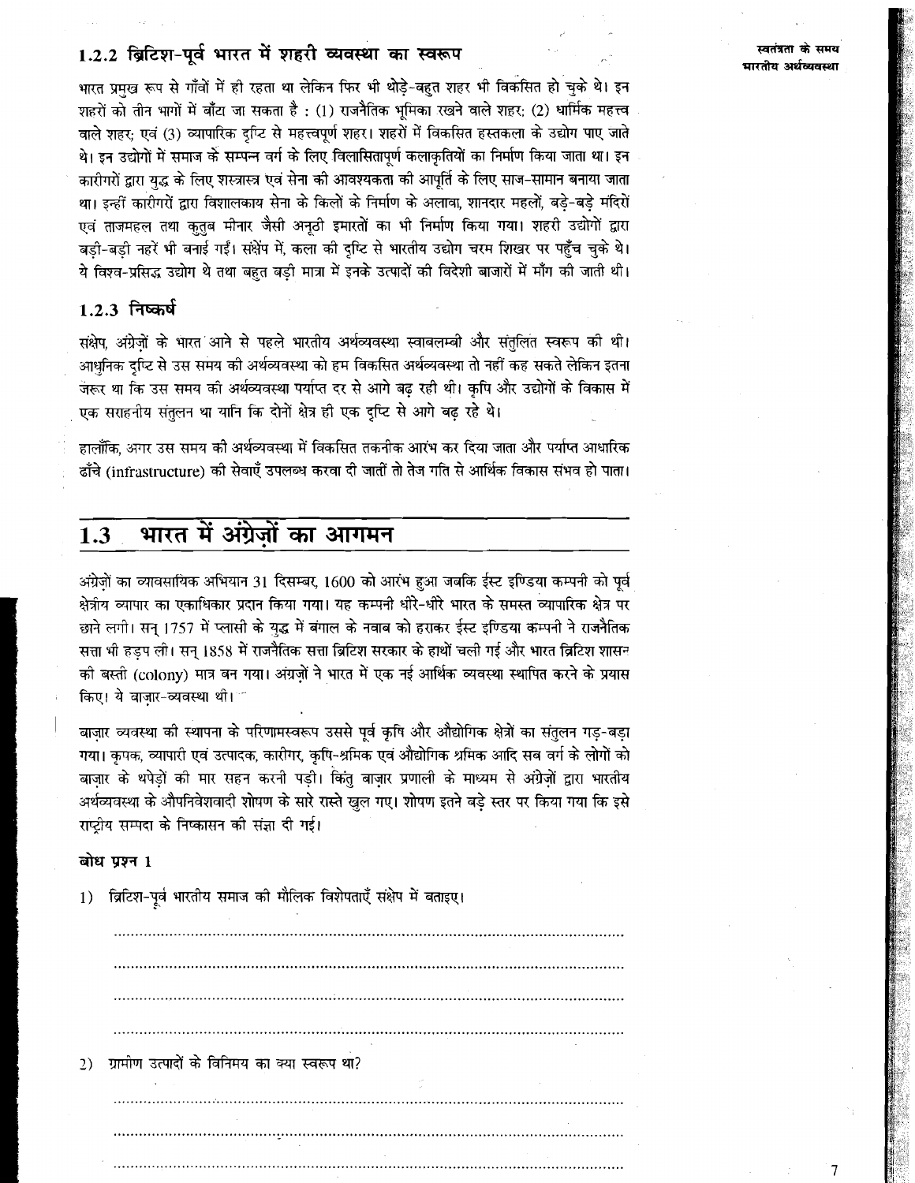### 1.2.2 ब्रिटिश-पूर्व भारत में शहरी व्यवस्था का स्वरूप

भारत प्रमुख रूप से गाँवों में ही रहता था लेकिन फिर भी थोड़े-बहुत शहर भी विकसित हो चुके थे। इन शहरों को तीन भागों में बाँटा जा सकता है : (1) राजनैतिक भूमिका रखने वाले शहर; (2) धार्मिक महत्त्व वाले शहर; एवं (3) व्यापारिक दृष्टि से महत्त्वपूर्ण शहर। शहरों में विकसित हस्तकला के उद्योग पाए जाते थे। इन उद्योगों में समाज के सम्पन्न वर्ग के लिए विलासितापूर्ण कलाकृतियों का निर्माण किया जाता था। इन कारीगरों द्वारा युद्ध के लिए शस्त्रास्त्र एवं सेना की आवश्यकता की आपूर्ति के लिए साज-सामान बनाया जाता था। इन्हीं कारीगरों द्वारा विशालकाय सेना के किलों के निर्माण के अलावा, शानदार महलों, बड़े-बड़े मंदिरों एवं ताजमहल तथा कुतुब मीनार जैसी अनूठी इमारतों का भी निर्माण किया गया। शहरी उद्योगों द्वारा बड़ी-बड़ी नहरें भी बनाई गईं। संक्षेप में, कला की दृष्टि से भारतीय उद्योग चरम शिखर पर पहुँच चुके थे। ये विश्व-प्रसिद्ध उद्योग थे तथा बहुत बड़ी मात्रा में इनके उत्पादों की विदेशी बाजारों में माँग की जाती थी।

### 1.2.3 निष्कर्ष

संक्षेप, अंग्रेज़ों के भारत आने से पहले भारतीय अर्थव्यवस्था स्वावलम्बी और संतुलित स्वरूप की थी। आधुनिक दृष्टि से उस समय की अर्थव्यवस्था को हम विकसित अर्थव्यवस्था तो नहीं कह सकते लेकिन इतना जरूर था कि उस समय की अर्थव्यवस्था पर्याप्त दर से आगे बढ़ रही थी। कृषि और उद्योगों के विकास में एक सराहनीय संतुलन था यानि कि दोनों क्षेत्र ही एक दृष्टि से आगे बढ़ रहे थे।

हालाँकि, अगर उस समय की अर्थव्यवस्था में विकसित तकनीक आरंभ कर दिया जाता और पर्याप्त आधारिक ढाँचे (infrastructure) की सेवाएँ उपलब्ध करवा दी जातीं तो तेज गति से आर्थिक विकास संभव हो पाता।

## 1.3 भारत में अंग्रेज़ों का आगमन

अंग्रेज़ों का व्यावसायिक अभियान 31 दिसम्बर, 1600 को आरंभ हुआ जबकि ईस्ट इण्डिया कम्पनी को पूर्व क्षेत्रीय व्यापार का एकाधिकार प्रदान किया गया। यह कम्पनी धीरे-धीरे भारत के समस्त व्यापारिक क्षेत्र पर छाने लगी। सन् 1757 में प्लासी के युद्ध में बंगाल के नवाब को हराकर ईस्ट इण्डिया कम्पनी ने राजनैतिक सत्ता भी हड़प ली। सन् 1858 में राजनैतिक सत्ता ब्रिटिश सरकार के हाथों चली गई और भारत ब्रिटिश शासन की बस्ती (colony) मात्र बन गया। अंग्रेज़ों ने भारत में एक नई आर्थिक व्यवस्था स्थापित करने के प्रयास किए। ये बाज़ार-व्यवस्था थी।

बाज़ार व्यवस्था की स्थापना के परिणामस्वरूप उससे पूर्व कृषि और औद्योगिक क्षेत्रों का संतुलन गड़-बड़ा गया। कृषक, व्यापारी एवं उत्पादक, कारीगर, कृषि-श्रमिक एवं औद्योगिक श्रमिक आदि सब वर्ग के लोगों को बाज़ार के थपेड़ों की मार सहन करनी पड़ी। किंतु बाज़ार प्रणाली के माध्यम से अंग्रेज़ों द्वारा भारतीय अर्थव्यवस्था के औपनिवेशवादी शोषण के सारे रास्ते खुल गए। शोषण इतने बड़े स्तर पर किया गया कि इसे राष्ट्रीय सम्पदा के निष्कासन की संज्ञा दी गई।

**बोध प्रश्न 1**

1) ब्रिटिश-पूर्व भारतीय समाज की मौलिक विशेषताएँ संक्षेप में बताइए।

.......................................................................................................

.......................................................................................................

.......................................................................................................

.......................................................................................................

2) ग्रामीण उत्पादों के विनिमय का क्या स्वरूप था?

.......................................................................................................

.......................................................................................................

.......................................................................................................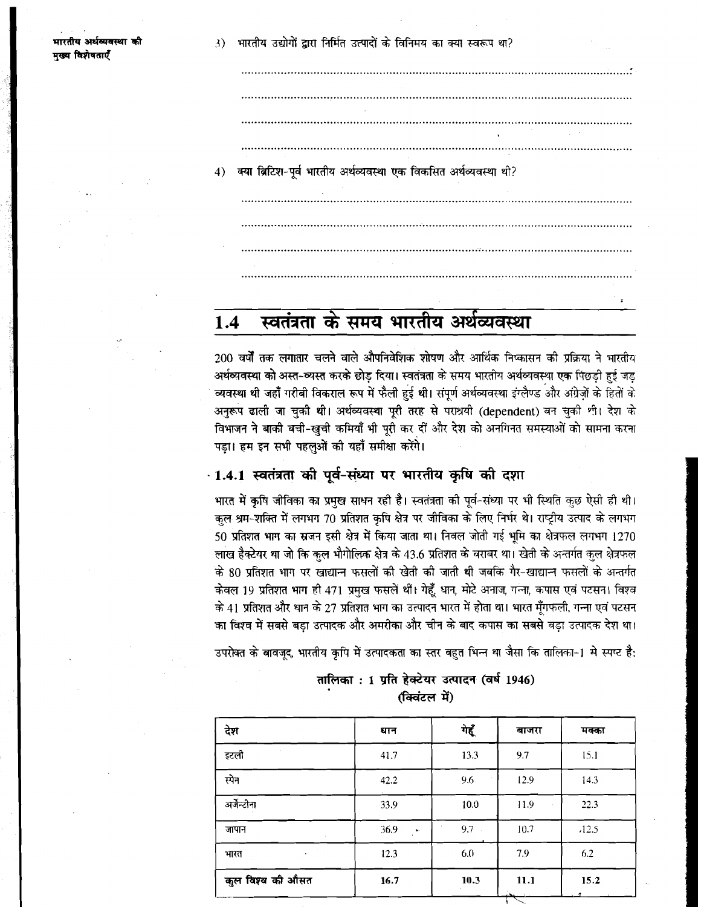3) भारतीय उद्योगों द्वारा निर्मित उत्पादों के विनिमय का क्या स्वरूप था?

........................................................................................................................................

........................................................................................................................................

........................................................................................................................................

........................................................................................................................................

4) क्या ब्रिटिश-पूर्व भारतीय अर्थव्यवस्था एक विकसित अर्थव्यवस्था थी?

........................................................................................................................................

........................................................................................................................................

........................................................................................................................................

........................................................................................................................................

## 1.4 स्वतंत्रता के समय भारतीय अर्थव्यवस्था

200 वर्षों तक लगातार चलने वाले औपनिवेशिक शोषण और आर्थिक निष्कासन की प्रक्रिया ने भारतीय अर्थव्यवस्था को अस्त-व्यस्त करके छोड़ दिया। स्वतंत्रता के समय भारतीय अर्थव्यवस्था एक पिछड़ी हुई जड़ व्यवस्था थी जहाँ गरीबी विकराल रूप में फैली हुई थी। संपूर्ण अर्थव्यवस्था इंग्लैण्ड और अंग्रेज़ों के हितों के अनुरूप ढाली जा चुकी थी। अर्थव्यवस्था पूरी तरह से पराश्रयी (dependent) बन चुकी थी। देश के विभाजन ने बाकी बची-खुची कमियाँ भी पूरी कर दीं और देश को अनगिनत समस्याओं का सामना करना पड़ा। हम इन सभी पहलुओं की यहाँ समीक्षा करेंगे।

### 1.4.1 स्वतंत्रता की पूर्व-संध्या पर भारतीय कृषि की दशा

भारत में कृषि जीविका का प्रमुख साधन रही है। स्वतंत्रता की पूर्व-संध्या पर भी स्थिति कुछ ऐसी ही थी। कुल श्रम-शक्ति में लगभग 70 प्रतिशत कृषि क्षेत्र पर जीविका के लिए निर्भर थे। राष्ट्रीय उत्पाद के लगभग 50 प्रतिशत भाग का सृजन इसी क्षेत्र में किया जाता था। निवल जोती गई भूमि का क्षेत्रफल लगभग 1270 लाख हैक्टेयर था जो कि कुल भौगोलिक क्षेत्र के 43.6 प्रतिशत के बराबर था। खेती के अन्तर्गत कुल क्षेत्रफल के 80 प्रतिशत भाग पर खाद्यान्न फसलों की खेती की जाती थी जबकि गैर-खाद्यान्न फसलों के अन्तर्गत केवल 19 प्रतिशत भाग ही 471 प्रमुख फसलें थीं। गेहूँ, धान, मोटे अनाज, गन्ना, कपास एवं पटसन। विश्व के 41 प्रतिशत और धान के 27 प्रतिशत भाग का उत्पादन भारत में होता था। भारत मूँगफली, गन्ना एवं पटसन का विश्व में सबसे बड़ा उत्पादक और अमरीका और चीन के बाद कपास का सबसे बड़ा उत्पादक देश था।

उपरोक्त के बावजूद, भारतीय कृषि में उत्पादकता का स्तर बहुत भिन्न था जैसा कि तालिका-1 मे स्पष्ट है:

**तालिका : 1 प्रति हेक्टेयर उत्पादन (वर्ष 1946)**
**(क्विंटल में)**

| देश | धान | गेहूँ | बाजरा | मक्का |
|---|---|---|---|---|
| इटली | 41.7 | 13.3 | 9.7 | 15.1 |
| स्पेन | 42.2 | 9.6 | 12.9 | 14.3 |
| अर्जेन्टीना | 33.9 | 10.0 | 11.9 | 22.3 |
| जापान | 36.9 | 9.7 | 10.7 | 12.5 |
| भारत | 12.3 | 6.0 | 7.9 | 6.2 |
| **कुल विश्व की औसत** | **16.7** | **10.3** | **11.1** | **15.2** |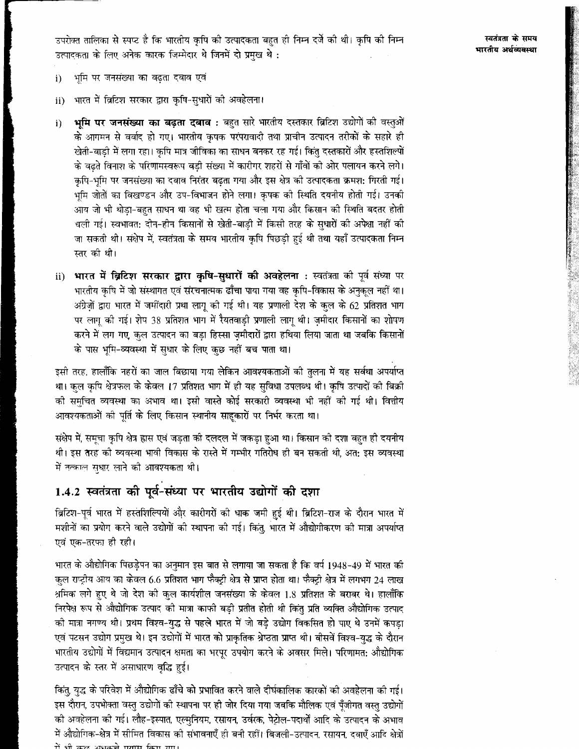उपरोक्त तालिका से स्पष्ट है कि भारतीय कृषि की उत्पादकता बहुत ही निम्न दर्जे की थी। कृषि की निम्न उत्पादकता के लिए अनेक कारक जिम्मेदार थे जिनमें दो प्रमुख थे :

i) भूमि पर जनसंख्या का बढ़ता दबाव एवं

ii) भारत में ब्रिटिश सरकार द्वारा कृषि-सुधारों की अवहेलना।

i) **भूमि पर जनसंख्या का बढ़ता दबाव :** बहुत सारे भारतीय दस्तकार ब्रिटिश उद्योगों की वस्तुओं के आगमन से बर्बाद हो गए। भारतीय कृषक परंपरावादी तथा प्राचीन उत्पादन तरीकों के सहारे ही खेती-बाड़ी में लगा रहा। कृषि मात्र जीविका का साधन बनकर रह गई। किंतु दस्तकारों और हस्तशिल्पों के बढ़ते विनाश के परिणामस्वरूप बड़ी संख्या में कारीगर शहरों से गाँवों की ओर पलायन करने लगे। कृषि-भूमि पर जनसंख्या का दबाव निरंतर बढ़ता गया और इस क्षेत्र की उत्पादकता क्रमशः गिरती गई। भूमि जोतों का विखण्डन और उप-विभाजन होने लगा। कृषक की स्थिति दयनीय होती गई। उनकी आय जो भी थोड़ा-बहुत साधन था वह भी खत्म होता चला गया और किसान की स्थिति बदतर होती चली गई। स्वभावतः दीन-हीन किसानों से खेती-बाड़ी में किसी तरह के सुधारों की अपेक्षा नहीं की जा सकती थी। संक्षेप में, स्वतंत्रता के समय भारतीय कृषि पिछड़ी हुई थी तथा यहाँ उत्पादकता निम्न स्तर की थी।

ii) **भारत में ब्रिटिश सरकार द्वारा कृषि-सुधारों की अवहेलना :** स्वतंत्रता की पूर्व संध्या पर भारतीय कृषि में जो संस्थागत एवं संरचनात्मक ढाँचा पाया गया वह कृषि-विकास के अनुकूल नहीं था। अंग्रेज़ों द्वारा भारत में जमींदारी प्रथा लागू की गई थी। यह प्रणाली देश के कुल के 62 प्रतिशत भाग पर लागू की गई। शेष 38 प्रतिशत भाग में रैयतवाड़ी प्रणाली लागू थी। ज़मींदार किसानों का शोषण करने में लग गए, कुल उत्पादन का बड़ा हिस्सा ज़मींदारों द्वारा हथिया लिया जाता था जबकि किसानों के पास भूमि-व्यवस्था में सुधार के लिए कुछ नहीं बच पाता था।

इसी तरह, हालाँकि नहरों का जाल बिछाया गया लेकिन आवश्यकताओं की तुलना में यह सर्वथा अपर्याप्त था। कुल कृषि क्षेत्रफल के केवल 17 प्रतिशत भाग में ही यह सुविधा उपलब्ध थी। कृषि उत्पादों की बिक्री की समुचित व्यवस्था का अभाव था। इसी वास्ते कोई सरकारी व्यवस्था भी नहीं की गई थी। वित्तीय आवश्यकताओं की पूर्ति के लिए किसान स्थानीय साहूकारों पर निर्भर करता था।

संक्षेप में, समूचा कृषि क्षेत्र ह्रास एवं जड़ता की दलदल में जकड़ा हुआ था। किसान की दशा बहुत ही दयनीय थी। इस तरह की व्यवस्था भावी विकास के रास्ते में गम्भीर गतिरोध ही बन सकती थी, अतः इस व्यवस्था में तत्काल सुधार लाने की आवश्यकता थी।

### 1.4.2 स्वतंत्रता की पूर्व-संध्या पर भारतीय उद्योगों की दशा

ब्रिटिश-पूर्व भारत में हस्तशिल्पियों और कारीगरों की धाक जमी हुई थी। ब्रिटिश-राज के दौरान भारत में मशीनों का प्रयोग करने वाले उद्योगों की स्थापना की गई। किंतु, भारत में औद्योगीकरण की मात्रा अपर्याप्त एवं एक-तरफा ही रही।

भारत के औद्योगिक पिछड़ेपन का अनुमान इस बात से लगाया जा सकता है कि वर्ष 1948-49 में भारत की कुल राष्ट्रीय आय का केवल 6.6 प्रतिशत भाग फैक्ट्री क्षेत्र से प्राप्त होता था। फैक्ट्री क्षेत्र में लगभग 24 लाख श्रमिक लगे हुए थे जो देश की कुल कार्यशील जनसंख्या के केवल 1.8 प्रतिशत के बराबर थे। हालाँकि निरपेक्ष रूप से औद्योगिक उत्पाद की मात्रा काफी बड़ी प्रतीत होती थी किंतु प्रति व्यक्ति औद्योगिक उत्पाद की मात्रा नगण्य थी। प्रथम विश्व-युद्ध से पहले भारत में जो बड़े उद्योग विकसित हो पाए थे उनमें कपड़ा एवं पटसन उद्योग प्रमुख थे। इन उद्योगों में भारत को प्राकृतिक श्रेष्ठता प्राप्त थी। बीसवें विश्व-युद्ध के दौरान भारतीय उद्योगों में विद्यमान उत्पादन क्षमता का भरपूर उपयोग करने के अवसर मिले। परिणामतः औद्योगिक उत्पादन के स्तर में असाधारण वृद्धि हुई।

किंतु, युद्ध के परिवेश में औद्योगिक ढाँचे को प्रभावित करने वाले दीर्घकालिक कारकों की अवहेलना की गई। इस दौरान, उपभोक्ता वस्तु उद्योगों की स्थापना पर ही जोर दिया गया जबकि मौलिक एवं पूँजीगत वस्तु उद्योगों की अवहेलना की गई। लौह-इस्पात, एल्मुनियम, रसायन, उर्वरक, पेट्रोल-पदार्थों आदि के उत्पादन के अभाव में औद्योगिक-क्षेत्र में सीमित विकास की संभावनाएँ ही बनी रहीं। बिजली-उत्पादन, रसायन, दवाएँ आदि क्षेत्रों में भी कुछ अधकचरे प्रयास किए गए।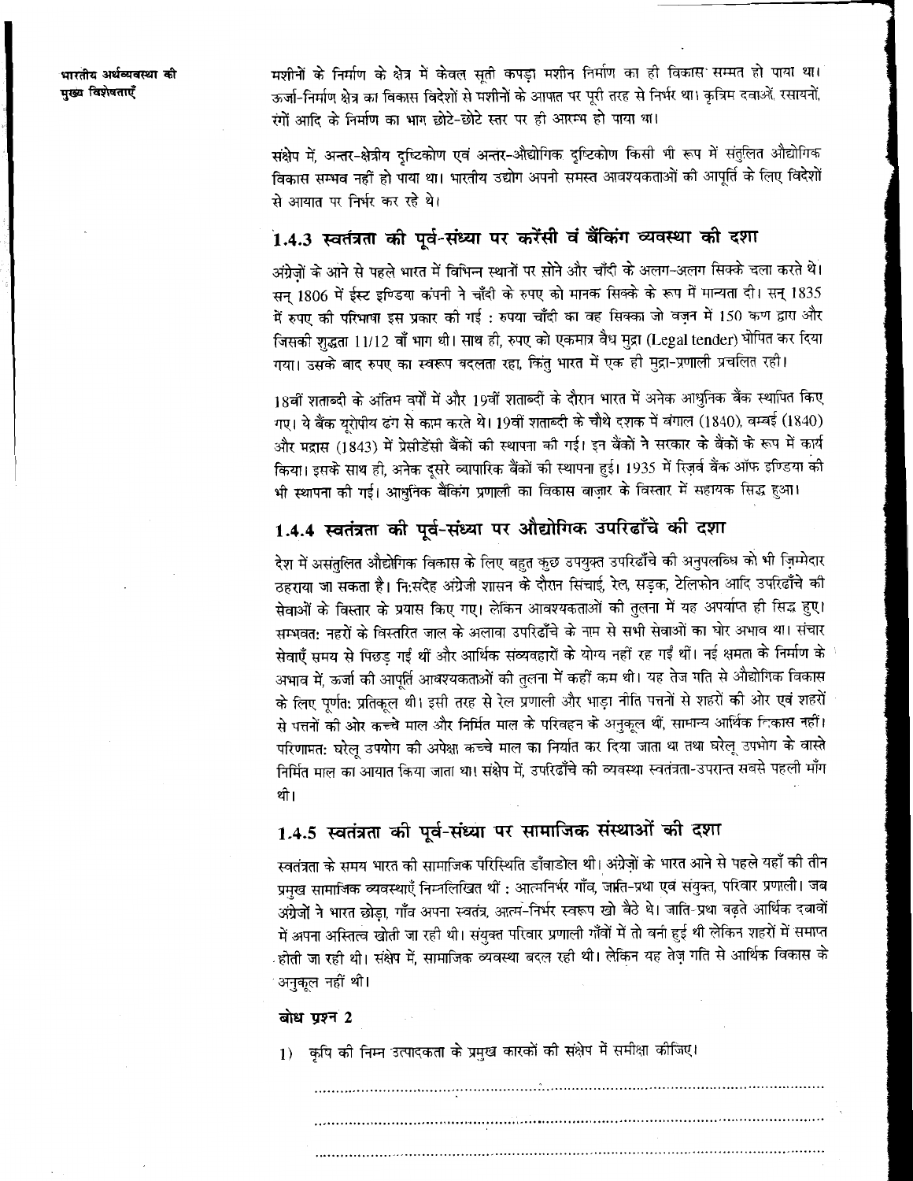मशीनों के निर्माण के क्षेत्र में केवल सूती कपड़ा मशीन निर्माण का ही विकास सम्भव हो पाया था। ऊर्जा-निर्माण क्षेत्र का विकास विदेशों से मशीनों के आयात पर पूरी तरह से निर्भर था। कृत्रिम दवाओं, रसायनों, रंगों आदि के निर्माण का भाग छोटे-छोटे स्तर पर ही आरम्भ हो पाया था।

संक्षेप में, अन्तर-क्षेत्रीय दृष्टिकोण एवं अन्तर-औद्योगिक दृष्टिकोण किसी भी रूप में संतुलित औद्योगिक विकास सम्भव नहीं हो पाया था। भारतीय उद्योग अपनी समस्त आवश्यकताओं की आपूर्ति के लिए विदेशों से आयात पर निर्भर कर रहे थे।

### 1.4.3 स्वतंत्रता की पूर्व-संध्या पर करेंसी वं बैंकिंग व्यवस्था की दशा

अंग्रेज़ों के आने से पहले भारत में विभिन्न स्थानों पर सोने और चाँदी के अलग-अलग सिक्के चला करते थे। सन् 1806 में ईस्ट इण्डिया कंपनी ने चाँदी के रुपए को मानक सिक्के के रूप में मान्यता दी। सन् 1835 में रुपए की परिभाषा इस प्रकार की गई : रुपया चाँदी का वह सिक्का जो वज़न में 150 कण द्वारा और जिसकी शुद्धता 11/12 वाँ भाग थी। साथ ही, रुपए को एकमात्र वैध मुद्रा (Legal tender) घोषित कर दिया गया। उसके बाद रुपए का स्वरूप बदलता रहा, किंतु भारत में एक ही मुद्रा-प्रणाली प्रचलित रही।

18वीं शताब्दी के अंतिम वर्षों में और 19वीं शताब्दी के दौरान भारत में अनेक आधुनिक बैंक स्थापित किए गए। ये बैंक यूरोपीय ढंग से काम करते थे। 19वीं शताब्दी के चौथे दशक में बंगाल (1840), बम्बई (1840) और मद्रास (1843) में प्रेसीडेंसी बैंकों की स्थापना की गई। इन बैंकों ने सरकार के बैंकों के रूप में कार्य किया। इसके साथ ही, अनेक दूसरे व्यापारिक बैंकों की स्थापना हुई। 1935 में रिज़र्व बैंक ऑफ इण्डिया की भी स्थापना की गई। आधुनिक बैंकिंग प्रणाली का विकास बाज़ार के विस्तार में सहायक सिद्ध हुआ।

### 1.4.4 स्वतंत्रता की पूर्व-संध्या पर औद्योगिक उपरिढाँचे की दशा

देश में असंतुलित औद्योगिक विकास के लिए बहुत कुछ उपयुक्त उपरिढाँचे की अनुपलब्धि को भी ज़िम्मेदार ठहराया जा सकता है। नि:संदेह अंग्रेज़ी शासन के दौरान सिंचाई, रेल, सड़क, टेलिफोन आदि उपरिढाँचे की सेवाओं के विस्तार के प्रयास किए गए। लेकिन आवश्यकताओं की तुलना में यह अपर्याप्त ही सिद्ध हुए। सम्भवत: नहरों के विस्तरित जाल के अलावा उपरिढाँचे के नाम से सभी सेवाओं का घोर अभाव था। संचार सेवाएँ समय से पिछड़ गईं थीं और आर्थिक संव्यवहारों के योग्य नहीं रह गईं थीं। नई क्षमता के निर्माण के अभाव में, ऊर्जा की आपूर्ति आवश्यकताओं की तुलना में कहीं कम थी। यह तेज गति से औद्योगिक विकास के लिए पूर्णत: प्रतिकूल थी। इसी तरह से रेल प्रणाली और भाड़ा नीति पत्तनों से शहरों की ओर एवं शहरों से पत्तनों की ओर कच्चे माल और निर्मित माल के परिवहन के अनुकूल थीं, सामान्य आर्थिक विकास नहीं। परिणामत: घरेलू उपयोग की अपेक्षा कच्चे माल का निर्यात कर दिया जाता था तथा घरेलू उपभोग के वास्ते निर्मित माल का आयात किया जाता था। संक्षेप में, उपरिढाँचे की व्यवस्था स्वतंत्रता-उपरान्त सबसे पहली माँग थी।

### 1.4.5 स्वतंत्रता की पूर्व-संध्या पर सामाजिक संस्थाओं की दशा

स्वतंत्रता के समय भारत की सामाजिक परिस्थिति डाँवाडोल थी। अंग्रेज़ों के भारत आने से पहले यहाँ की तीन प्रमुख सामाजिक व्यवस्थाएँ निम्नलिखित थीं : आत्मनिर्भर गाँव, जाति-प्रथा एवं संयुक्त परिवार प्रणाली। जब अंग्रेज़ों ने भारत छोड़ा, गाँव अपना स्वतंत्र, आत्म-निर्भर स्वरूप खो बैठे थे। जाति-प्रथा बढ़ते आर्थिक दबावों में अपना अस्तित्व खोती जा रही थी। संयुक्त परिवार प्रणाली गाँवों में तो बनी हुई थी लेकिन शहरों में समाप्त होती जा रही थी। संक्षेप में, सामाजिक व्यवस्था बदल रही थी। लेकिन यह तेज़ गति से आर्थिक विकास के अनुकूल नहीं थी।

**बोध प्रश्न 2**

1) कृषि की निम्न उत्पादकता के प्रमुख कारकों की संक्षेप में समीक्षा कीजिए।

..........................................................................................................

..........................................................................................................

..........................................................................................................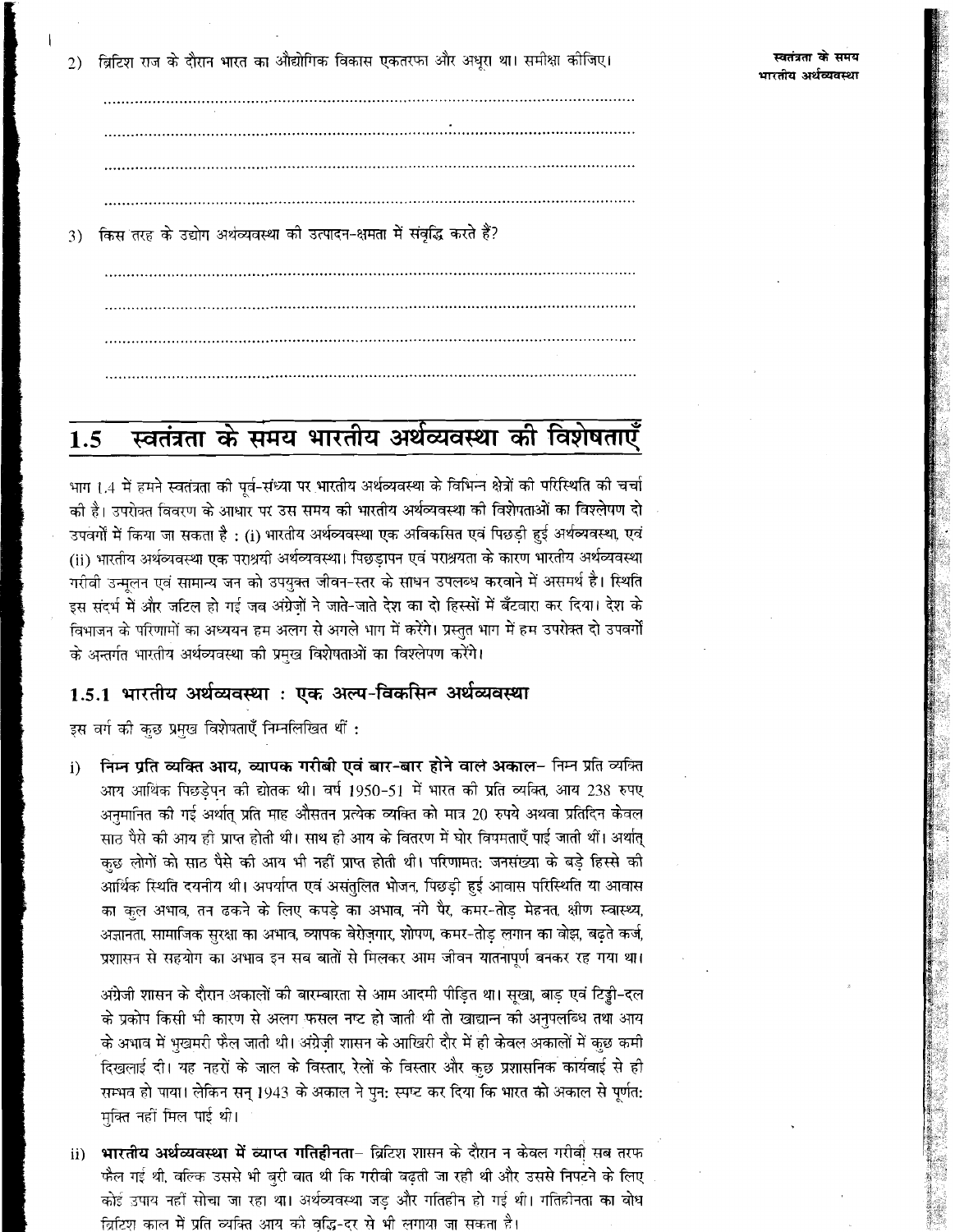2) ब्रिटिश राज के दौरान भारत का औद्योगिक विकास एकतरफा और अधूरा था। समीक्षा कीजिए।

..............................................................................................................

..............................................................................................................

..............................................................................................................

..............................................................................................................

3) किस तरह के उद्योग अर्थव्यवस्था की उत्पादन-क्षमता में संवृद्धि करते हैं?

..............................................................................................................

..............................................................................................................

..............................................................................................................

..............................................................................................................

## 1.5 स्वतंत्रता के समय भारतीय अर्थव्यवस्था की विशेषताएँ

भाग 1.4 में हमने स्वतंत्रता की पूर्व-संध्या पर भारतीय अर्थव्यवस्था के विभिन्न क्षेत्रों की परिस्थिति की चर्चा की है। उपरोक्त विवरण के आधार पर उस समय की भारतीय अर्थव्यवस्था की विशेषताओं का विश्लेषण दो उपवर्गों में किया जा सकता है : (i) भारतीय अर्थव्यवस्था एक अविकसित एवं पिछड़ी हुई अर्थव्यवस्था, एवं (ii) भारतीय अर्थव्यवस्था एक पराश्रयी अर्थव्यवस्था। पिछड़ापन एवं पराश्रयता के कारण भारतीय अर्थव्यवस्था गरीबी उन्मूलन एवं सामान्य जन को उपयुक्त जीवन-स्तर के साधन उपलब्ध करवाने में असमर्थ है। स्थिति इस संदर्भ में और जटिल हो गई जब अंग्रेज़ों ने जाते-जाते देश का दो हिस्सों में बँटवारा कर दिया। देश के विभाजन के परिणामों का अध्ययन हम अलग से अगले भाग में करेंगे। प्रस्तुत भाग में हम उपरोक्त दो उपवर्गों के अन्तर्गत भारतीय अर्थव्यवस्था की प्रमुख विशेषताओं का विश्लेषण करेंगे।

### 1.5.1 भारतीय अर्थव्यवस्था : एक अल्प-विकसित अर्थव्यवस्था

इस वर्ग की कुछ प्रमुख विशेषताएँ निम्नलिखित थीं :

i) **निम्न प्रति व्यक्ति आय, व्यापक गरीबी एवं बार-बार होने वाले अकाल**– निम्न प्रति व्यक्ति आय आर्थिक पिछड़ेपन की द्योतक थी। वर्ष 1950-51 में भारत की प्रति व्यक्ति आय 238 रुपए अनुमानित की गई अर्थात् प्रति माह औसतन प्रत्येक व्यक्ति को मात्र 20 रुपये अथवा प्रतिदिन केवल साठ पैसे की आय ही प्राप्त होती थी। साथ ही आय के वितरण में घोर विषमताएँ पाई जाती थीं। अर्थात् कुछ लोगों को साठ पैसे की आय भी नहीं प्राप्त होती थी। परिणामत: जनसंख्या के बड़े हिस्से की आर्थिक स्थिति दयनीय थी। अपर्याप्त एवं असंतुलित भोजन, पिछड़ी हुई आवास परिस्थिति या आवास का कुल अभाव, तन ढकने के लिए कपड़े का अभाव, नंगे पैर, कमर-तोड़ मेहनत, क्षीण स्वास्थ्य, अज्ञानता, सामाजिक सुरक्षा का अभाव, व्यापक बेरोज़गार, शोषण, कमर-तोड़ लगान का बोझ, बढ़ते कर्ज, प्रशासन से सहयोग का अभाव इन सब बातों से मिलकर आम जीवन यातनापूर्ण बनकर रह गया था।

अंग्रेजी शासन के दौरान अकालों की बारम्बारता से आम आदमी पीड़ित था। सूखा, बाढ़ एवं टिड्डी-दल के प्रकोप किसी भी कारण से अगर फसल नष्ट हो जाती थी तो खाद्यान्न की अनुपलब्धि तथा आय के अभाव में भुखमरी फैल जाती थी। अंग्रेज़ी शासन के आखिरी दौर में ही केवल अकालों में कुछ कमी दिखलाई दी। यह नहरों के जाल के विस्तार, रेलों के विस्तार और कुछ प्रशासनिक कार्यवाई से ही सम्भव हो पाया। लेकिन सन् 1943 के अकाल ने पुन: स्पष्ट कर दिया कि भारत को अकाल से पूर्णत: मुक्ति नहीं मिल पाई थी।

ii) **भारतीय अर्थव्यवस्था में व्याप्त गतिहीनता**– ब्रिटिश शासन के दौरान न केवल गरीबी सब तरफ फैल गई थी, बल्कि उससे भी बुरी बात थी कि गरीबी बढ़ती जा रही थी और उससे निपटने के लिए कोई उपाय नहीं सोचा जा रहा था। अर्थव्यवस्था जड़ और गतिहीन हो गई थी। गतिहीनता का बोध ब्रिटिश काल में प्रति व्यक्ति आय की वृद्धि-दर से भी लगाया जा सकता है।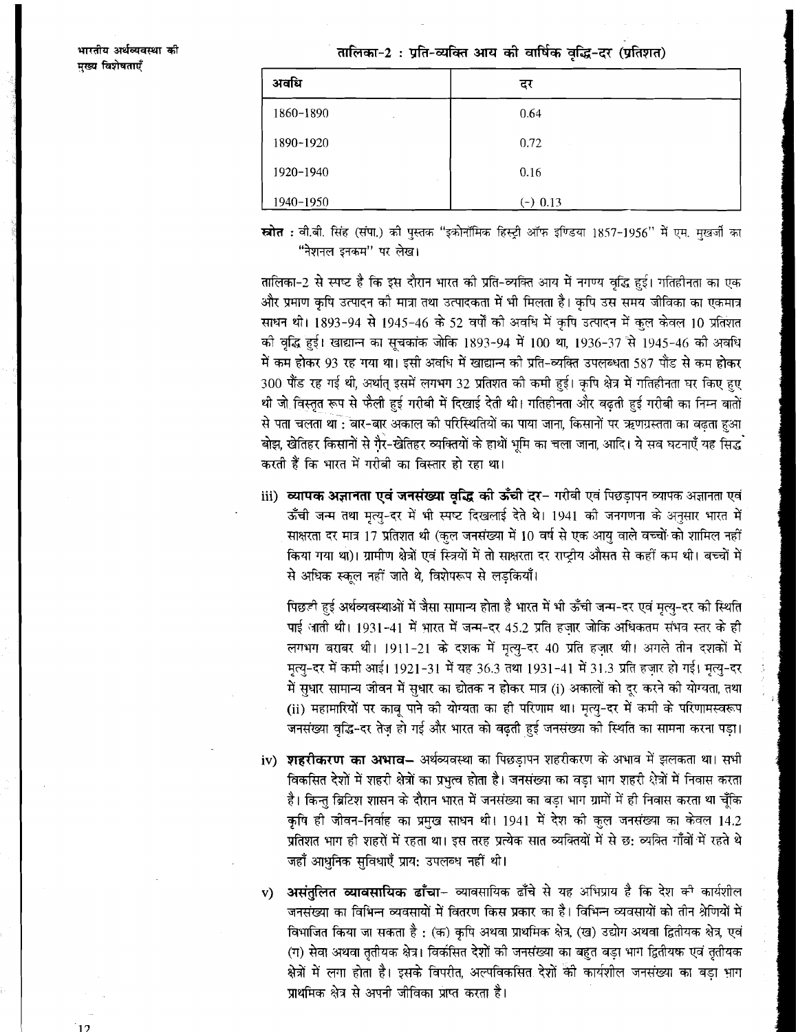**तालिका-2 : प्रति-व्यक्ति आय की वार्षिक वृद्धि-दर (प्रतिशत)**

| अवधि | दर |
|---|---|
| 1860-1890 | 0.64 |
| 1890-1920 | 0.72 |
| 1920-1940 | 0.16 |
| 1940-1950 | (-) 0.13 |

**स्रोत :** वी.बी. सिंह (संपा.) की पुस्तक "इकोनॉमिक हिस्ट्री ऑफ इण्डिया 1857-1956" में एम. मुखर्जी का "नेशनल इनकम" पर लेख।

तालिका-2 से स्पष्ट है कि इस दौरान भारत की प्रति-व्यक्ति आय में नगण्य वृद्धि हुई। गतिहीनता का एक और प्रमाण कृषि उत्पादन की मात्रा तथा उत्पादकता में भी मिलता है। कृषि उस समय जीविका का एकमात्र साधन थी। 1893-94 से 1945-46 के 52 वर्षों की अवधि में कृषि उत्पादन में कुल केवल 10 प्रतिशत की वृद्धि हुई। खाद्यान्न का सूचकांक जोकि 1893-94 में 100 था, 1936-37 से 1945-46 की अवधि में कम होकर 93 रह गया था। इसी अवधि में खाद्यान्न की प्रति-व्यक्ति उपलब्धता 587 पौंड से कम होकर 300 पौंड रह गई थी, अर्थात् इसमें लगभग 32 प्रतिशत की कमी हुई। कृषि क्षेत्र में गतिहीनता घर किए हुए थी जो विस्तृत रूप से फैली हुई गरीबी में दिखाई देती थी। गतिहीनता और बढ़ती हुई गरीबी का निम्न बातों से पता चलता था : बार-बार अकाल की परिस्थितियों का पाया जाना, किसानों पर ऋणग्रस्तता का बढ़ता हुआ बोझ, खेतिहर किसानों से ग़ैर-खेतिहर व्यक्तियों के हाथों भूमि का चला जाना, आदि। ये सब घटनाएँ यह सिद्ध करती हैं कि भारत में गरीबी का विस्तार हो रहा था।

iii) **व्यापक अज्ञानता एवं जनसंख्या वृद्धि की ऊँची दर**– गरीबी एवं पिछड़ापन व्यापक अज्ञानता एवं ऊँची जन्म तथा मृत्यु-दर में भी स्पष्ट दिखलाई देते थे। 1941 की जनगणना के अनुसार भारत में साक्षरता दर मात्र 17 प्रतिशत थी (कुल जनसंख्या में 10 वर्ष से एक आयु वाले बच्चों को शामिल नहीं किया गया था)। ग्रामीण क्षेत्रों एवं स्त्रियों में तो साक्षरता दर राष्ट्रीय औसत से कहीं कम थी। बच्चों में से अधिक स्कूल नहीं जाते थे, विशेषरूप से लड़कियाँ।

पिछड़ी हुई अर्थव्यवस्थाओं में जैसा सामान्य होता है भारत में भी ऊँची जन्म-दर एवं मृत्यु-दर की स्थिति पाई जाती थी। 1931-41 में भारत में जन्म-दर 45.2 प्रति हज़ार जोकि अधिकतम संभव स्तर के ही लगभग बराबर थी। 1911-21 के दशक में मृत्यु-दर 40 प्रति हज़ार थी। अगले तीन दशकों में मृत्यु-दर में कमी आई। 1921-31 में यह 36.3 तथा 1931-41 में 31.3 प्रति हज़ार हो गई। मृत्यु-दर में सुधार सामान्य जीवन में सुधार का द्योतक न होकर मात्र (i) अकालों को दूर करने की योग्यता, तथा (ii) महामारियों पर काबू पाने की योग्यता का ही परिणाम था। मृत्यु-दर में कमी के परिणामस्वरूप जनसंख्या वृद्धि-दर तेज़ हो गई और भारत को बढ़ती हुई जनसंख्या की स्थिति का सामना करना पड़ा।

iv) **शहरीकरण का अभाव**– अर्थव्यवस्था का पिछड़ापन शहरीकरण के अभाव में झलकता था। सभी विकसित देशों में शहरी क्षेत्रों का प्रभुत्व होता है। जनसंख्या का बड़ा भाग शहरी क्षेत्रों में निवास करता है। किन्तु ब्रिटिश शासन के दौरान भारत में जनसंख्या का बड़ा भाग ग्रामों में ही निवास करता था चूँकि कृषि ही जीवन-निर्वाह का प्रमुख साधन थी। 1941 में देश की कुल जनसंख्या का केवल 14.2 प्रतिशत भाग ही शहरों में रहता था। इस तरह प्रत्येक सात व्यक्तियों में से छ: व्यक्ति गाँवों में रहते थे जहाँ आधुनिक सुविधाएँ प्राय: उपलब्ध नहीं थी।

v) **असंतुलित व्यावसायिक ढाँचा**– व्यावसायिक ढाँचे से यह अभिप्राय है कि देश की कार्यशील जनसंख्या का विभिन्न व्यवसायों में वितरण किस प्रकार का है। विभिन्न व्यवसायों को तीन श्रेणियों में विभाजित किया जा सकता है : (क) कृषि अथवा प्राथमिक क्षेत्र, (ख) उद्योग अथवा द्वितीयक क्षेत्र, एवं (ग) सेवा अथवा तृतीयक क्षेत्र। विकसित देशों की जनसंख्या का बहुत बड़ा भाग द्वितीयक एवं तृतीयक क्षेत्रों में लगा होता है। इसके विपरीत, अल्पविकसित देशों की कार्यशील जनसंख्या का बड़ा भाग प्राथमिक क्षेत्र से अपनी जीविका प्राप्त करता है।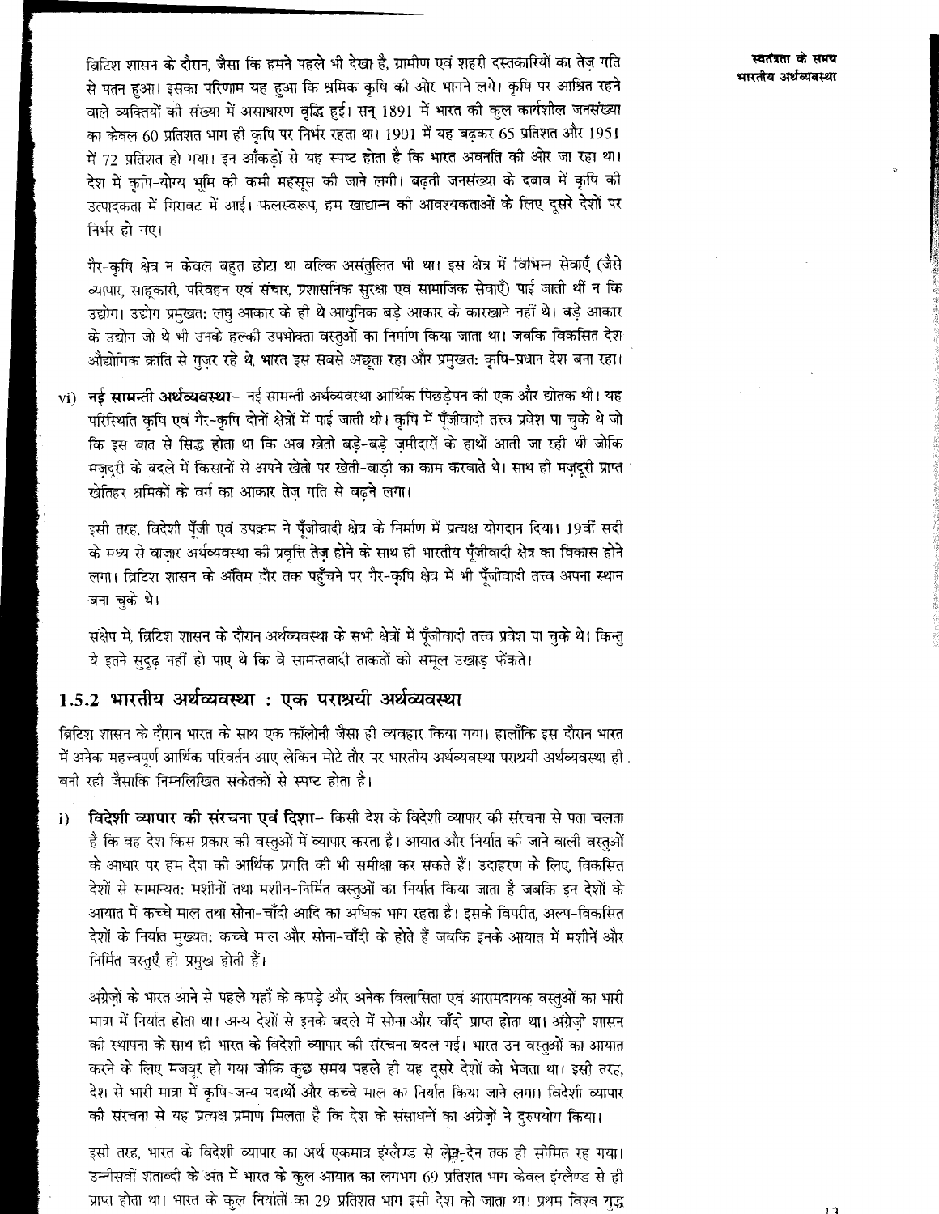ब्रिटिश शासन के दौरान, जैसा कि हमने पहले भी देखा है, ग्रामीण एवं शहरी दस्तकारियों का तेज़ गति से पतन हुआ। इसका परिणाम यह हुआ कि श्रमिक कृषि की ओर भागने लगे। कृषि पर आश्रित रहने वाले व्यक्तियों की संख्या में असाधारण वृद्धि हुई। सन् 1891 में भारत की कुल कार्यशील जनसंख्या का केवल 60 प्रतिशत भाग ही कृषि पर निर्भर रहता था। 1901 में यह बढ़कर 65 प्रतिशत और 1951 में 72 प्रतिशत हो गया। इन आँकड़ों से यह स्पष्ट होता है कि भारत अवनति की ओर जा रहा था। देश में कृषि-योग्य भूमि की कमी महसूस की जाने लगी। बढ़ती जनसंख्या के दबाव में कृषि की उत्पादकता में गिरावट में आई। फलस्वरूप, हम खाद्यान्न की आवश्यकताओं के लिए दूसरे देशों पर निर्भर हो गए।

गैर-कृषि क्षेत्र न केवल बहुत छोटा था बल्कि असंतुलित भी था। इस क्षेत्र में विभिन्न सेवाएँ (जैसे व्यापार, साहूकारी, परिवहन एवं संचार, प्रशासनिक सुरक्षा एवं सामाजिक सेवाएँ) पाई जाती थीं न कि उद्योग। उद्योग प्रमुखतः लघु आकार के ही थे आधुनिक बड़े आकार के कारखाने नहीं थे। बड़े आकार के उद्योग जो थे भी उनके हल्की उपभोक्ता वस्तुओं का निर्माण किया जाता था। जबकि विकसित देश औद्योगिक क्रांति से गुज़र रहे थे, भारत इस सबसे अछूता रहा और प्रमुखतः कृषि-प्रधान देश बना रहा।

vi) **नई सामन्ती अर्थव्यवस्था**– नई सामन्ती अर्थव्यवस्था आर्थिक पिछड़ेपन की एक और द्योतक थी। यह परिस्थिति कृषि एवं गैर-कृषि दोनों क्षेत्रों में पाई जाती थी। कृषि में पूँजीवादी तत्त्व प्रवेश पा चुके थे जो कि इस बात से सिद्ध होता था कि अब खेती बड़े-बड़े ज़मींदारों के हाथों आती जा रही थी जोकि मज़दूरी के बदले में किसानों से अपने खेतों पर खेती-बाड़ी का काम करवाते थे। साथ ही मज़दूरी प्राप्त खेतिहर श्रमिकों के वर्ग का आकार तेज़ गति से बढ़ने लगा।

इसी तरह, विदेशी पूँजी एवं उपक्रम ने पूँजीवादी क्षेत्र के निर्माण में प्रत्यक्ष योगदान दिया। 19वीं सदी के मध्य से बाज़ार अर्थव्यवस्था की प्रवृत्ति तेज़ होने के साथ ही भारतीय पूँजीवादी क्षेत्र का विकास होने लगा। ब्रिटिश शासन के अंतिम दौर तक पहुँचने पर गैर-कृषि क्षेत्र में भी पूँजीवादी तत्त्व अपना स्थान बना चुके थे।

संक्षेप में, ब्रिटिश शासन के दौरान अर्थव्यवस्था के सभी क्षेत्रों में पूँजीवादी तत्त्व प्रवेश पा चुके थे। किन्तु ये इतने सुदृढ़ नहीं हो पाए थे कि वे सामन्तवादी ताकतों को समूल उखाड़ फेंकते।

### 1.5.2 भारतीय अर्थव्यवस्था : एक पराश्रयी अर्थव्यवस्था

ब्रिटिश शासन के दौरान भारत के साथ एक कॉलोनी जैसा ही व्यवहार किया गया। हालाँकि इस दौरान भारत में अनेक महत्त्वपूर्ण आर्थिक परिवर्तन आए लेकिन मोटे तौर पर भारतीय अर्थव्यवस्था पराश्रयी अर्थव्यवस्था ही बनी रही जैसाकि निम्नलिखित संकेतकों से स्पष्ट होता है।

i) **विदेशी व्यापार की संरचना एवं दिशा**– किसी देश के विदेशी व्यापार की संरचना से पता चलता है कि वह देश किस प्रकार की वस्तुओं में व्यापार करता है। आयात और निर्यात की जाने वाली वस्तुओं के आधार पर हम देश की आर्थिक प्रगति की भी समीक्षा कर सकते हैं। उदाहरण के लिए, विकसित देशों से सामान्यतः मशीनों तथा मशीन-निर्मित वस्तुओं का निर्यात किया जाता है जबकि इन देशों के आयात में कच्चे माल तथा सोना-चाँदी आदि का अधिक भाग रहता है। इसके विपरीत, अल्प-विकसित देशों के निर्यात मुख्यतः कच्चे माल और सोना-चाँदी के होते हैं जबकि इनके आयात में मशीनें और निर्मित वस्तुएँ ही प्रमुख होती हैं।

अंग्रेज़ों के भारत आने से पहले यहाँ के कपड़े और अनेक विलासिता एवं आरामदायक वस्तुओं का भारी मात्रा में निर्यात होता था। अन्य देशों से इनके बदले में सोना और चाँदी प्राप्त होता था। अंग्रेज़ी शासन की स्थापना के साथ ही भारत के विदेशी व्यापार की संरचना बदल गई। भारत उन वस्तुओं का आयात करने के लिए मजबूर हो गया जोकि कुछ समय पहले ही यह दूसरे देशों को भेजता था। इसी तरह, देश से भारी मात्रा में कृषि-जन्य पदार्थों और कच्चे माल का निर्यात किया जाने लगा। विदेशी व्यापार की संरचना से यह प्रत्यक्ष प्रमाण मिलता है कि देश के संसाधनों का अंग्रेज़ों ने दुरुपयोग किया।

इसी तरह, भारत के विदेशी व्यापार का अर्थ एकमात्र इंग्लैण्ड से लेन-देन तक ही सीमित रह गया। उन्नीसवीं शताब्दी के अंत में भारत के कुल आयात का लगभग 69 प्रतिशत भाग केवल इंग्लैण्ड से ही प्राप्त होता था। भारत के कुल निर्यातों का 29 प्रतिशत भाग इसी देश को जाता था। प्रथम विश्व युद्ध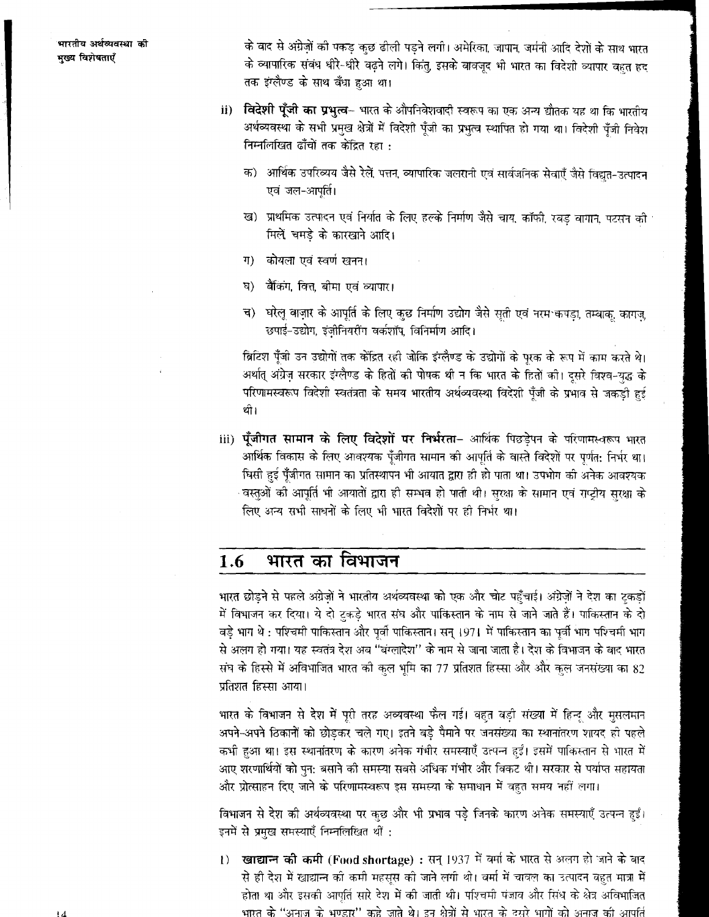के बाद से अंग्रेज़ों की पकड़ कुछ ढीली पड़ने लगी। अमेरिका, जापान, जर्मनी आदि देशों के साथ भारत के व्यापारिक संबंध धीरे-धीरे बढ़ने लगे। किंतु, इसके बावजूद भी भारत का विदेशी व्यापार बहुत हद तक इंग्लैण्ड के साथ बँधा हुआ था।

ii) **विदेशी पूँजी का प्रभुत्व**– भारत के औपनिवेशवादी स्वरूप का एक अन्य द्योतक यह था कि भारतीय अर्थव्यवस्था के सभी प्रमुख क्षेत्रों में विदेशी पूँजी का प्रभुत्व स्थापित हो गया था। विदेशी पूँजी निवेश निम्नलिखित ढाँचों तक केंद्रित रहा :

   क) आर्थिक उपरिव्यय जैसे रेलें, पत्तन, व्यापारिक जलरानी एवं सार्वजनिक सेवाएँ जैसे विद्युत-उत्पादन एवं जल-आपूर्ति।

   ख) प्राथमिक उत्पादन एवं निर्यात के लिए हल्के निर्माण जैसे चाय, कॉफी, रबड़ बागान, पटसन की मिलें, चमड़े के कारखाने आदि।

   ग) कोयला एवं स्वर्ण खनन।

   घ) बैंकिंग, वित्त, बीमा एवं व्यापार।

   च) घरेलू बाज़ार के आपूर्ति के लिए कुछ निर्माण उद्योग जैसे सूती एवं नरम कपड़ा, तम्बाकू, कागज़, छपाई-उद्योग, इंजीनियरींग वर्कशॉप, विनिर्माण आदि।

   ब्रिटिश पूँजी उन उद्योगों तक केंद्रित रही जोकि इंग्लैण्ड के उद्योगों के पूरक के रूप में काम करते थे। अर्थात् अंग्रेज़ सरकार इंग्लैण्ड के हितों की पोषक थी न कि भारत के हितों की। दूसरे विश्व-युद्ध के परिणामस्वरूप विदेशी स्वतंत्रता के समय भारतीय अर्थव्यवस्था विदेशी पूँजी के प्रभाव से जकड़ी हुई थी।

iii) **पूँजीगत सामान के लिए विदेशों पर निर्भरता**– आर्थिक पिछड़ेपन के परिणामस्वरूप भारत आर्थिक विकास के लिए आवश्यक पूँजीगत सामान की आपूर्ति के वास्ते विदेशों पर पूर्णतः निर्भर था। घिसी हुई पूँजीगत सामान का प्रतिस्थापन भी आयात द्वारा ही हो पाता था। उपभोग की अनेक आवश्यक वस्तुओं की आपूर्ति भी आयातों द्वारा ही सम्भव हो पाती थी। सुरक्षा के सामान एवं राष्ट्रीय सुरक्षा के लिए अन्य सभी साधनों के लिए भी भारत विदेशों पर ही निर्भर था।

## 1.6 भारत का विभाजन

भारत छोड़ने से पहले अंग्रेज़ों ने भारतीय अर्थव्यवस्था को एक और चोट पहुँचाई। अंग्रेज़ों ने देश का टुकड़ों में विभाजन कर दिया। ये दो टुकड़े भारत संघ और पाकिस्तान के नाम से जाने जाते हैं। पाकिस्तान के दो बड़े भाग थे : पश्चिमी पाकिस्तान और पूर्वी पाकिस्तान। सन् 1971 में पाकिस्तान का पूर्वी भाग पश्चिमी भाग से अलग हो गया। यह स्वतंत्र देश अब "बंग्लादेश" के नाम से जाना जाता है। देश के विभाजन के बाद भारत संघ के हिस्से में अविभाजित भारत की कुल भूमि का 77 प्रतिशत हिस्सा और और कुल जनसंख्या का 82 प्रतिशत हिस्सा आया।

भारत के विभाजन से देश में पूरी तरह अव्यवस्था फैल गई। बहुत बड़ी संख्या में हिन्दू और मुसलमान अपने-अपने ठिकानों को छोड़कर चले गए। इतने बड़े पैमाने पर जनसंख्या का स्थानांतरण शायद ही पहले कभी हुआ था। इस स्थानांतरण के कारण अनेक गंभीर समस्याएँ उत्पन्न हुईं। इसमें पाकिस्तान से भारत में आए शरणार्थियों को पुनः बसाने की समस्या सबसे अधिक गंभीर और विकट थी। सरकार से पर्याप्त सहायता और प्रोत्साहन दिए जाने के परिणामस्वरूप इस समस्या के समाधान में बहुत समय नहीं लगा।

विभाजन से देश की अर्थव्यवस्था पर कुछ और भी प्रभाव पड़े जिनके कारण अनेक समस्याएँ उत्पन्न हुईं। इनमें से प्रमुख समस्याएँ निम्नलिखित थीं :

1) **खाद्यान्न की कमी (Food shortage) :** सन् 1937 में बर्मा के भारत से अलग हो जाने के बाद से ही देश में खाद्यान्न की कमी महसूस की जाने लगी थी। बर्मा में चावल का उत्पादन बहुत मात्रा में होता था और इसकी आपूर्ति सारे देश में की जाती थी। पश्चिमी पंजाब और सिंध के क्षेत्र अविभाजित भारत के "अनाज के भण्डार" कहे जाते थे। इन क्षेत्रों से भारत के दूसरे भागों को अनाज की आपूर्ति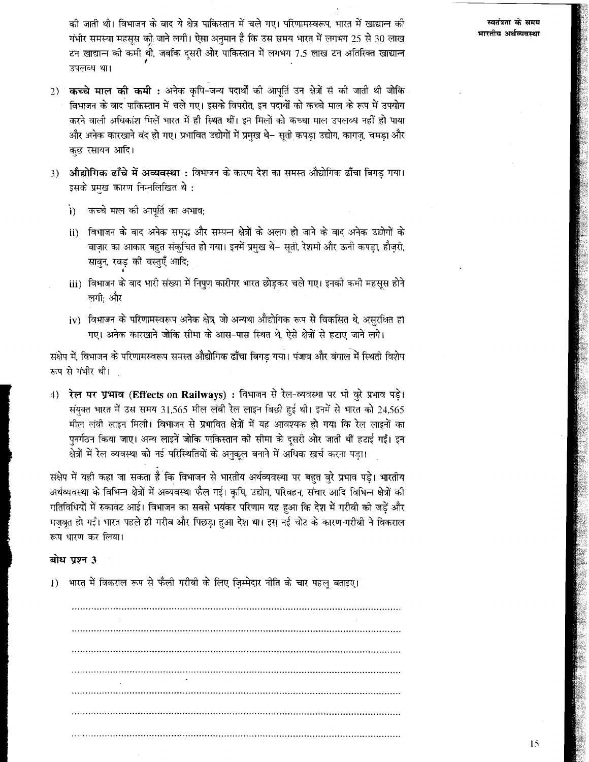की जाती थी। विभाजन के बाद ये क्षेत्र पाकिस्तान में चले गए। परिणामस्वरूप, भारत में खाद्यान्न की गंभीर समस्या महसूस की जाने लगी। ऐसा अनुमान है कि उस समय भारत में लगभग 25 से 30 लाख टन खाद्यान्न की कमी थी, जबकि दूसरी ओर पाकिस्तान में लगभग 7.5 लाख टन अतिरिक्त खाद्यान्न उपलब्ध था।

2) **कच्चे माल की कमी :** अनेक कृषि-जन्य पदार्थों की आपूर्ति उन क्षेत्रों से की जाती थी जोकि विभाजन के बाद पाकिस्तान में चले गए। इसके विपरीत, इन पदार्थों को कच्चे माल के रूप में उपयोग करने वाली अधिकांश मिलें भारत में ही स्थित थीं। इन मिलों को कच्चा माल उपलब्ध नहीं हो पाया और अनेक कारखाने बंद हो गए। प्रभावित उद्योगों में प्रमुख थे– सूती कपड़ा उद्योग, कागज़, चमड़ा और कुछ रसायन आदि।

3) **औद्योगिक ढाँचे में अव्यवस्था :** विभाजन के कारण देश का समस्त औद्योगिक ढाँचा बिगड़ गया। इसके प्रमुख कारण निम्नलिखित थे :

   i) कच्चे माल की आपूर्ति का अभाव;

   ii) विभाजन के बाद अनेक समृद्ध और सम्पन्न क्षेत्रों के अलग हो जाने के बाद अनेक उद्योगों के बाज़ार का आकार बहुत संकुचित हो गया। इनमें प्रमुख थे– सूती, रेशमी और ऊनी कपड़ा, हौज़री, साबुन, रबड़ की वस्तुएँ आदि;

   iii) विभाजन के बाद भारी संख्या में निपुण कारीगर भारत छोड़कर चले गए। इनकी कमी महसूस होने लगी; और

   iv) विभाजन के परिणामस्वरूप अनेक क्षेत्र, जो अन्यथा औद्योगिक रूप से विकसित थे, असुरक्षित हो गए। अनेक कारखाने जोकि सीमा के आस-पास स्थित थे, ऐसे क्षेत्रों से हटाए जाने लगे।

संक्षेप में, विभाजन के परिणामस्वरूप समस्त औद्योगिक ढाँचा बिगड़ गया। पंजाब और बंगाल में स्थिती विशेष रूप से गंभीर थी।

4) **रेल पर प्रभाव (Effects on Railways) :** विभाजन से रेल-व्यवस्था पर भी बुरे प्रभाव पड़े। संयुक्त भारत में उस समय 31,565 मील लंबी रेल लाइन बिछी हुई थी। इनमें से भारत को 24,565 मील लंबी लाइन मिली। विभाजन से प्रभावित क्षेत्रों में यह आवश्यक हो गया कि रेल लाइनों का पुनर्गठन किया जाए। अन्य लाइनें जोकि पाकिस्तान की सीमा के दूसरी ओर जाती थीं हटाई गईं। इन क्षेत्रों में रेल व्यवस्था को नई परिस्थितियों के अनुकूल बनाने में अधिक खर्च करना पड़ा।

संक्षेप में यही कहा जा सकता है कि विभाजन से भारतीय अर्थव्यवस्था पर बहुत बुरे प्रभाव पड़े। भारतीय अर्थव्यवस्था के विभिन्न क्षेत्रों में अव्यवस्था फैल गई। कृषि, उद्योग, परिवहन, संचार आदि विभिन्न क्षेत्रों की गतिविधियों में रुकावट आई। विभाजन का सबसे भयंकर परिणाम यह हुआ कि देश में गरीबी की जड़ें और मज़बूत हो गईं। भारत पहले ही गरीब और पिछड़ा हुआ देश था। इस नई चोट के कारण गरीबी ने विकराल रूप धारण कर लिया।

### बोध प्रश्न 3

1) भारत में विकराल रूप से फैली गरीबी के लिए ज़िम्मेदार नीति के चार पहलू बताइए।

........................................................................................................

........................................................................................................

........................................................................................................

........................................................................................................

........................................................................................................

........................................................................................................

........................................................................................................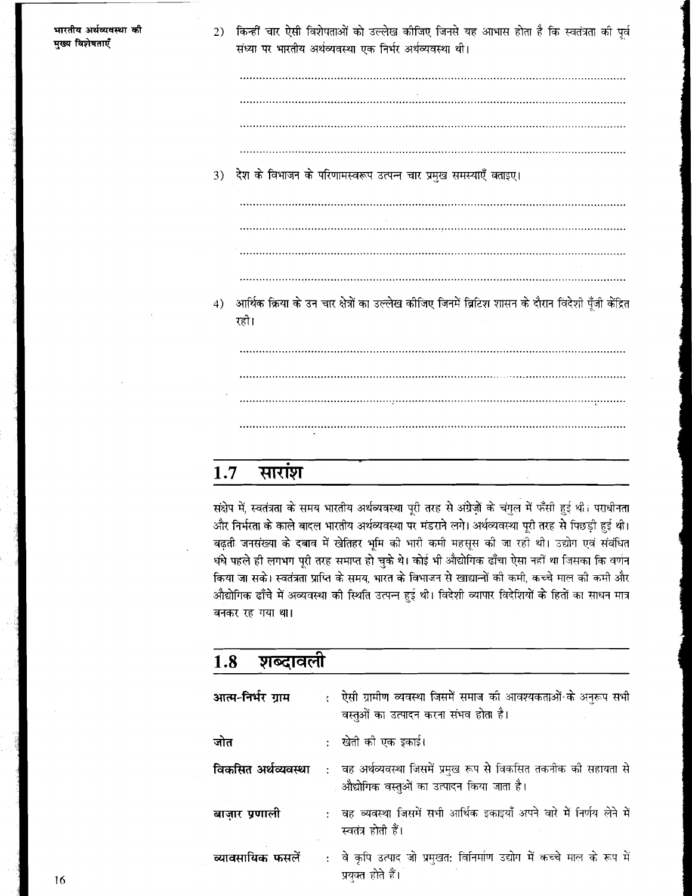2) किन्हीं चार ऐसी विशेषताओं को उल्लेख कीजिए जिनसे यह आभास होता है कि स्वतंत्रता की पूर्व संध्या पर भारतीय अर्थव्यवस्था एक निर्भर अर्थव्यवस्था थी।

.........................................................................................................

.........................................................................................................

.........................................................................................................

.........................................................................................................

3) देश के विभाजन के परिणामस्वरूप उत्पन्न चार प्रमुख समस्याएँ बताइए।

.........................................................................................................

.........................................................................................................

.........................................................................................................

.........................................................................................................

4) आर्थिक क्रिया के उन चार क्षेत्रों का उल्लेख कीजिए जिनमें ब्रिटिश शासन के दौरान विदेशी पूँजी केंद्रित रही।

.........................................................................................................

.........................................................................................................

.........................................................................................................

.........................................................................................................

## 1.7 सारांश

संक्षेप में, स्वतंत्रता के समय भारतीय अर्थव्यवस्था पूरी तरह से अंग्रेज़ों के चंगुल में फँसी हुई थी। पराधीनता और निर्भरता के काले बादल भारतीय अर्थव्यवस्था पर मंडराने लगे। अर्थव्यवस्था पूरी तरह से पिछड़ी हुई थी। बढ़ती जनसंख्या के दबाव में खेतिहर भूमि की भारी कमी महसूस की जा रही थी। उद्योग एवं संबंधित धंधे पहले ही लगभग पूरी तरह समाप्त हो चुके थे। कोई भी औद्योगिक ढाँचा ऐसा नहीं था जिसका कि वर्णन किया जा सके। स्वतंत्रता प्राप्ति के समय, भारत के विभाजन से खाद्यान्नों की कमी, कच्चे माल की कमी और औद्योगिक ढाँचे में अव्यवस्था की स्थिति उत्पन्न हुई थी। विदेशी व्यापार विदेशियों के हितों का साधन मात्र बनकर रह गया था।

## 1.8 शब्दावली

**आत्म-निर्भर ग्राम** : ऐसी ग्रामीण व्यवस्था जिसमें समाज की आवश्यकताओं के अनुरूप सभी वस्तुओं का उत्पादन करना संभव होता है।

**जोत** : खेती की एक इकाई।

**विकसित अर्थव्यवस्था** : वह अर्थव्यवस्था जिसमें प्रमुख रूप से विकसित तकनीक की सहायता से औद्योगिक वस्तुओं का उत्पादन किया जाता है।

**बाज़ार प्रणाली** : वह व्यवस्था जिसमें सभी आर्थिक इकाइयाँ अपने बारे में निर्णय लेने में स्वतंत्र होती हैं।

**व्यावसायिक फसलें** : वे कृषि उत्पाद जो प्रमुखतः विनिर्माण उद्योग में कच्चे माल के रूप में प्रयुक्त होते हैं।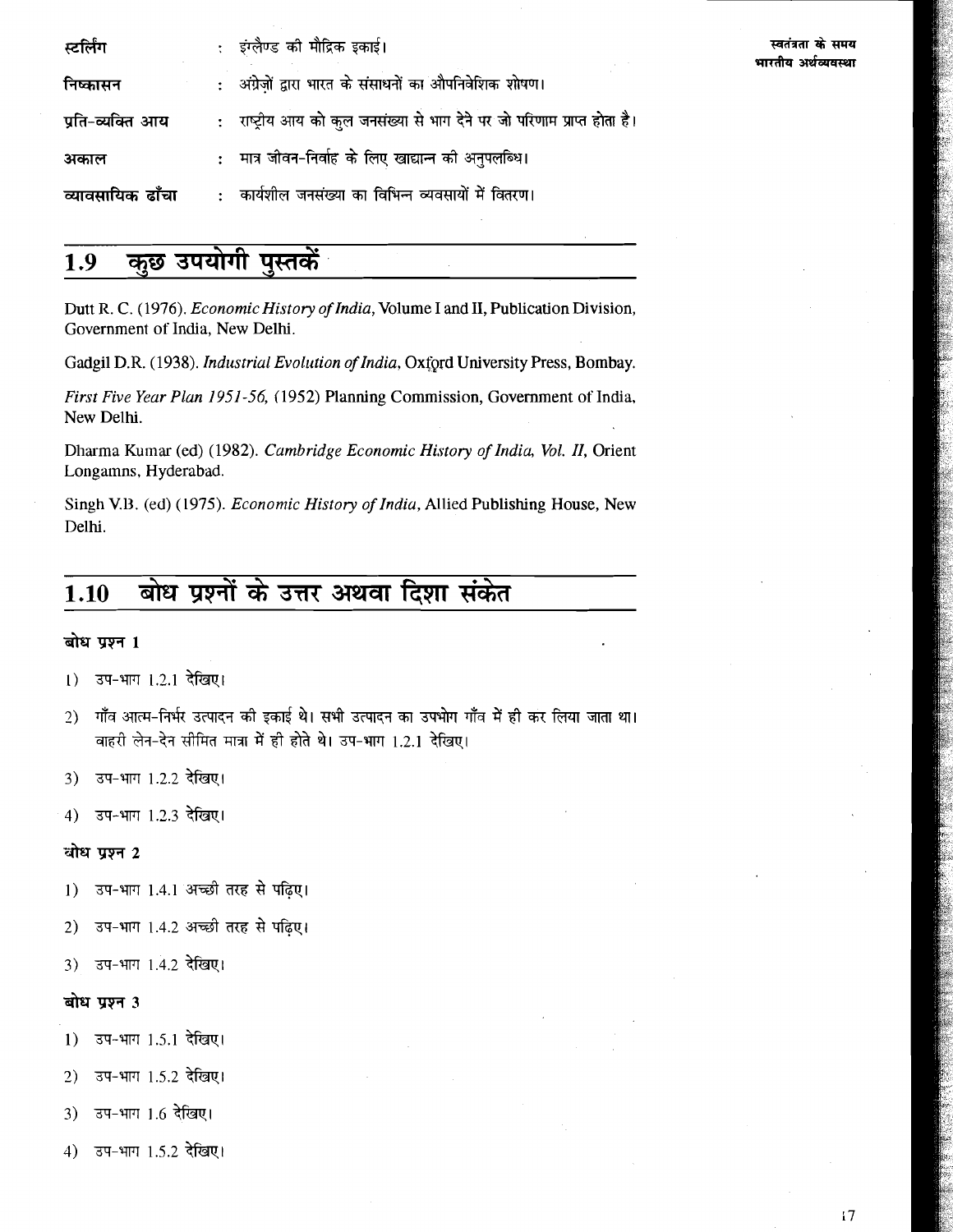स्टर्लिंग : इंग्लैण्ड की मौद्रिक इकाई।

निष्कासन : अंग्रेज़ों द्वारा भारत के संसाधनों का औपनिवेशिक शोषण।

प्रति-व्यक्ति आय : राष्ट्रीय आय को कुल जनसंख्या से भाग देने पर जो परिणाम प्राप्त होता है।

अकाल : मात्र जीवन-निर्वाह के लिए खाद्यान्न की अनुपलब्धि।

व्यावसायिक ढाँचा : कार्यशील जनसंख्या का विभिन्न व्यवसायों में वितरण।

## 1.9 कुछ उपयोगी पुस्तकें

Dutt R. C. (1976). *Economic History of India*, Volume I and II, Publication Division, Government of India, New Delhi.

Gadgil D.R. (1938). *Industrial Evolution of India*, Oxford University Press, Bombay.

*First Five Year Plan 1951-56,* (1952) Planning Commission, Government of India, New Delhi.

Dharma Kumar (ed) (1982). *Cambridge Economic History of India, Vol. II*, Orient Longamns, Hyderabad.

Singh V.B. (ed) (1975). *Economic History of India*, Allied Publishing House, New Delhi.

## 1.10 बोध प्रश्नों के उत्तर अथवा दिशा संकेत

**बोध प्रश्न 1**

1) उप-भाग 1.2.1 देखिए।
2) गाँव आत्म-निर्भर उत्पादन की इकाई थे। सभी उत्पादन का उपभोग गाँव में ही कर लिया जाता था। बाहरी लेन-देन सीमित मात्रा में ही होते थे। उप-भाग 1.2.1 देखिए।
3) उप-भाग 1.2.2 देखिए।
4) उप-भाग 1.2.3 देखिए।

**बोध प्रश्न 2**

1) उप-भाग 1.4.1 अच्छी तरह से पढ़िए।
2) उप-भाग 1.4.2 अच्छी तरह से पढ़िए।
3) उप-भाग 1.4.2 देखिए।

**बोध प्रश्न 3**

1) उप-भाग 1.5.1 देखिए।
2) उप-भाग 1.5.2 देखिए।
3) उप-भाग 1.6 देखिए।
4) उप-भाग 1.5.2 देखिए।